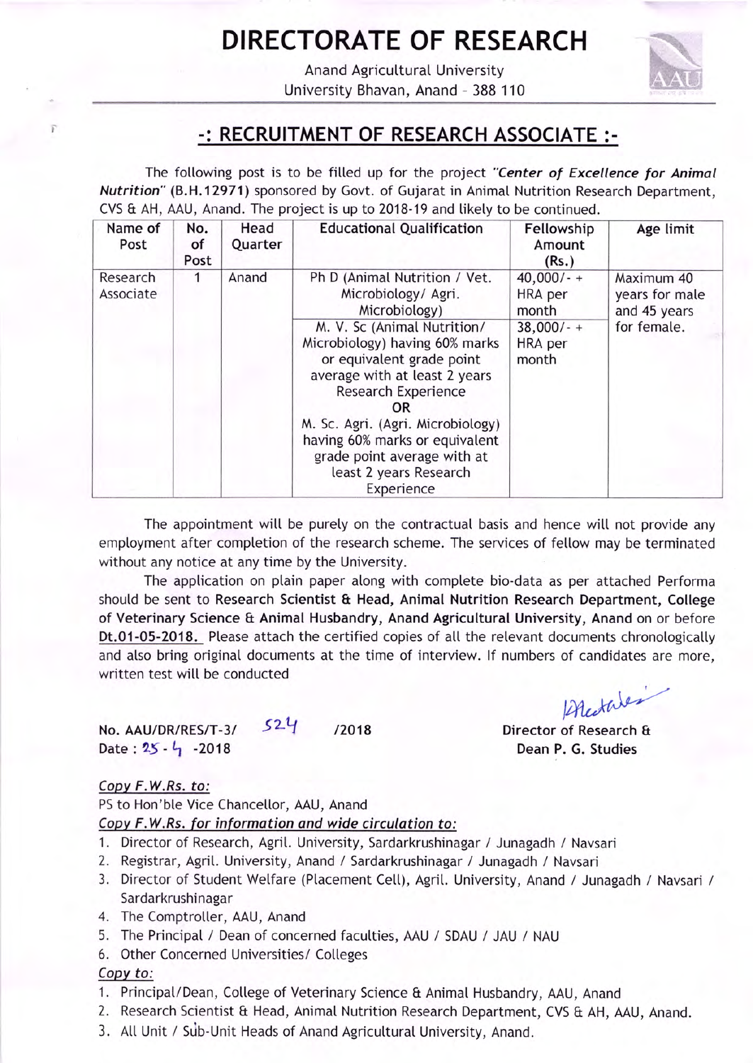# DIRECTORATE OF RESEARCH

Anand Agricultural University
University Bhavan, Anand - 388 110

## -: RECRUITMENT OF RESEARCH ASSOCIATE :-

The following post is to be filled up for the project *"Center of Excellence for Animal Nutrition"* **(B.H.12971)** sponsored by Govt. of Gujarat in Animal Nutrition Research Department, CVS & AH, AAU, Anand. The project is up to 2018-19 and likely to be continued.

| Name of Post | No. of Post | Head Quarter | Educational Qualification | Fellowship Amount (Rs.) | Age limit |
|---|---|---|---|---|---|
| Research Associate | 1 | Anand | Ph D (Animal Nutrition / Vet. Microbiology/ Agri. Microbiology) | 40,000/- + HRA per month | Maximum 40 years for male and 45 years for female. |
| | | | M. V. Sc (Animal Nutrition/ Microbiology) having 60% marks or equivalent grade point average with at least 2 years Research Experience OR M. Sc. Agri. (Agri. Microbiology) having 60% marks or equivalent grade point average with at least 2 years Research Experience | 38,000/- + HRA per month | |

The appointment will be purely on the contractual basis and hence will not provide any employment after completion of the research scheme. The services of fellow may be terminated without any notice at any time by the University.

The application on plain paper along with complete bio-data as per attached Performa should be sent to **Research Scientist & Head, Animal Nutrition Research Department, College of Veterinary Science & Animal Husbandry, Anand Agricultural University, Anand** on or before **Dt.01-05-2018.** Please attach the certified copies of all the relevant documents chronologically and also bring original documents at the time of interview. If numbers of candidates are more, written test will be conducted

**No. AAU/DR/RES/T-3/ 524 /2018**
**Date : 25-4 -2018**

**Director of Research &**
**Dean P. G. Studies**

*Copy F.W.Rs. to:*

PS to Hon'ble Vice Chancellor, AAU, Anand

*Copy F.W.Rs. for information and wide circulation to:*

1. Director of Research, Agril. University, Sardarkrushinagar / Junagadh / Navsari
2. Registrar, Agril. University, Anand / Sardarkrushinagar / Junagadh / Navsari
3. Director of Student Welfare (Placement Cell), Agril. University, Anand / Junagadh / Navsari / Sardarkrushinagar
4. The Comptroller, AAU, Anand
5. The Principal / Dean of concerned faculties, AAU / SDAU / JAU / NAU
6. Other Concerned Universities/ Colleges

*Copy to:*

1. Principal/Dean, College of Veterinary Science & Animal Husbandry, AAU, Anand
2. Research Scientist & Head, Animal Nutrition Research Department, CVS & AH, AAU, Anand.
3. All Unit / Sub-Unit Heads of Anand Agricultural University, Anand.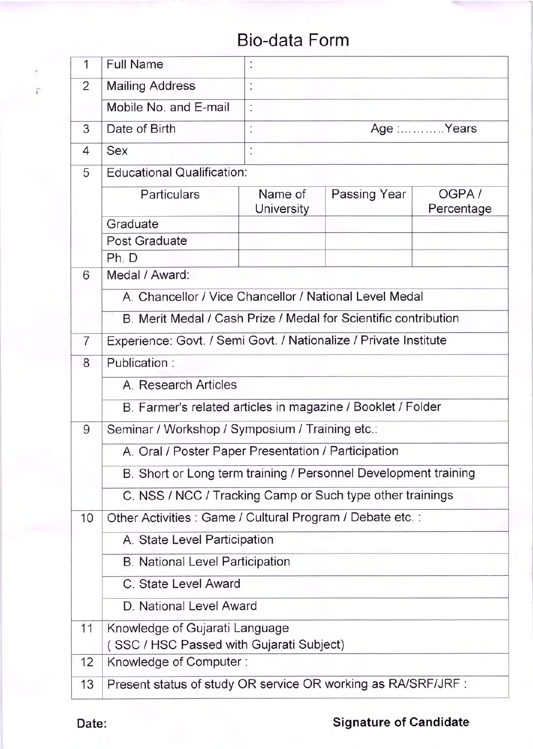# Bio-data Form

| | | | | | |
|---|---|---|---|---|---|
| 1 | Full Name | : | | | |
| 2 | Mailing Address | : | | | |
| | Mobile No. and E-mail | : | | | |
| 3 | Date of Birth | : | | Age :..........Years | |
| 4 | Sex | : | | | |
| 5 | Educational Qualification: | | | | |
| | Particulars | Name of University | Passing Year | OGPA / Percentage | |
| | Graduate | | | | |
| | Post Graduate | | | | |
| | Ph. D | | | | |
| 6 | Medal / Award: | | | | |
| | A. Chancellor / Vice Chancellor / National Level Medal | | | | |
| | B. Merit Medal / Cash Prize / Medal for Scientific contribution | | | | |
| 7 | Experience: Govt. / Semi Govt. / Nationalize / Private Institute | | | | |
| 8 | Publication : | | | | |
| | A. Research Articles | | | | |
| | B. Farmer's related articles in magazine / Booklet / Folder | | | | |
| 9 | Seminar / Workshop / Symposium / Training etc.: | | | | |
| | A. Oral / Poster Paper Presentation / Participation | | | | |
| | B. Short or Long term training / Personnel Development training | | | | |
| | C. NSS / NCC / Tracking Camp or Such type other trainings | | | | |
| 10 | Other Activities : Game / Cultural Program / Debate etc. : | | | | |
| | A. State Level Participation | | | | |
| | B. National Level Participation | | | | |
| | C. State Level Award | | | | |
| | D. National Level Award | | | | |
| 11 | Knowledge of Gujarati Language ( SSC / HSC Passed with Gujarati Subject) | | | | |
| 12 | Knowledge of Computer : | | | | |
| 13 | Present status of study OR service OR working as RA/SRF/JRF : | | | | |

Date: **Signature of Candidate**